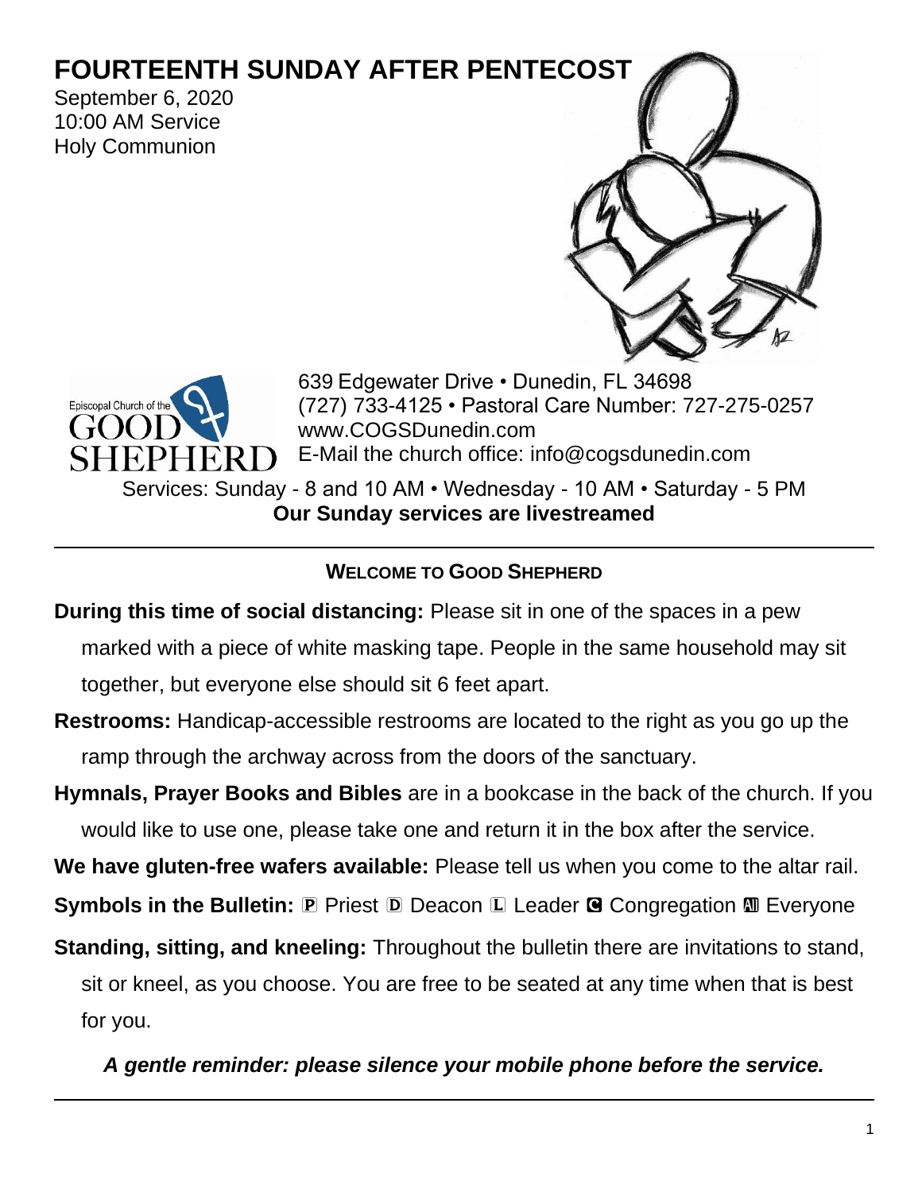# FOURTEENTH SUNDAY AFTER PENTECOST

September 6, 2020
10:00 AM Service
Holy Communion

Episcopal Church of the GOOD SHEPHERD

639 Edgewater Drive • Dunedin, FL 34698
(727) 733-4125 • Pastoral Care Number: 727-275-0257
www.COGSDunedin.com
E-Mail the church office: info@cogsdunedin.com

Services: Sunday - 8 and 10 AM • Wednesday - 10 AM • Saturday - 5 PM

**Our Sunday services are livestreamed**

---

## WELCOME TO GOOD SHEPHERD

**During this time of social distancing:** Please sit in one of the spaces in a pew marked with a piece of white masking tape. People in the same household may sit together, but everyone else should sit 6 feet apart.

**Restrooms:** Handicap-accessible restrooms are located to the right as you go up the ramp through the archway across from the doors of the sanctuary.

**Hymnals, Prayer Books and Bibles** are in a bookcase in the back of the church. If you would like to use one, please take one and return it in the box after the service.

**We have gluten-free wafers available:** Please tell us when you come to the altar rail.

**Symbols in the Bulletin:** 🅟 Priest 🅓 Deacon 🅛 Leader 🅒 Congregation 🅐 Everyone

**Standing, sitting, and kneeling:** Throughout the bulletin there are invitations to stand, sit or kneel, as you choose. You are free to be seated at any time when that is best for you.

***A gentle reminder: please silence your mobile phone before the service.***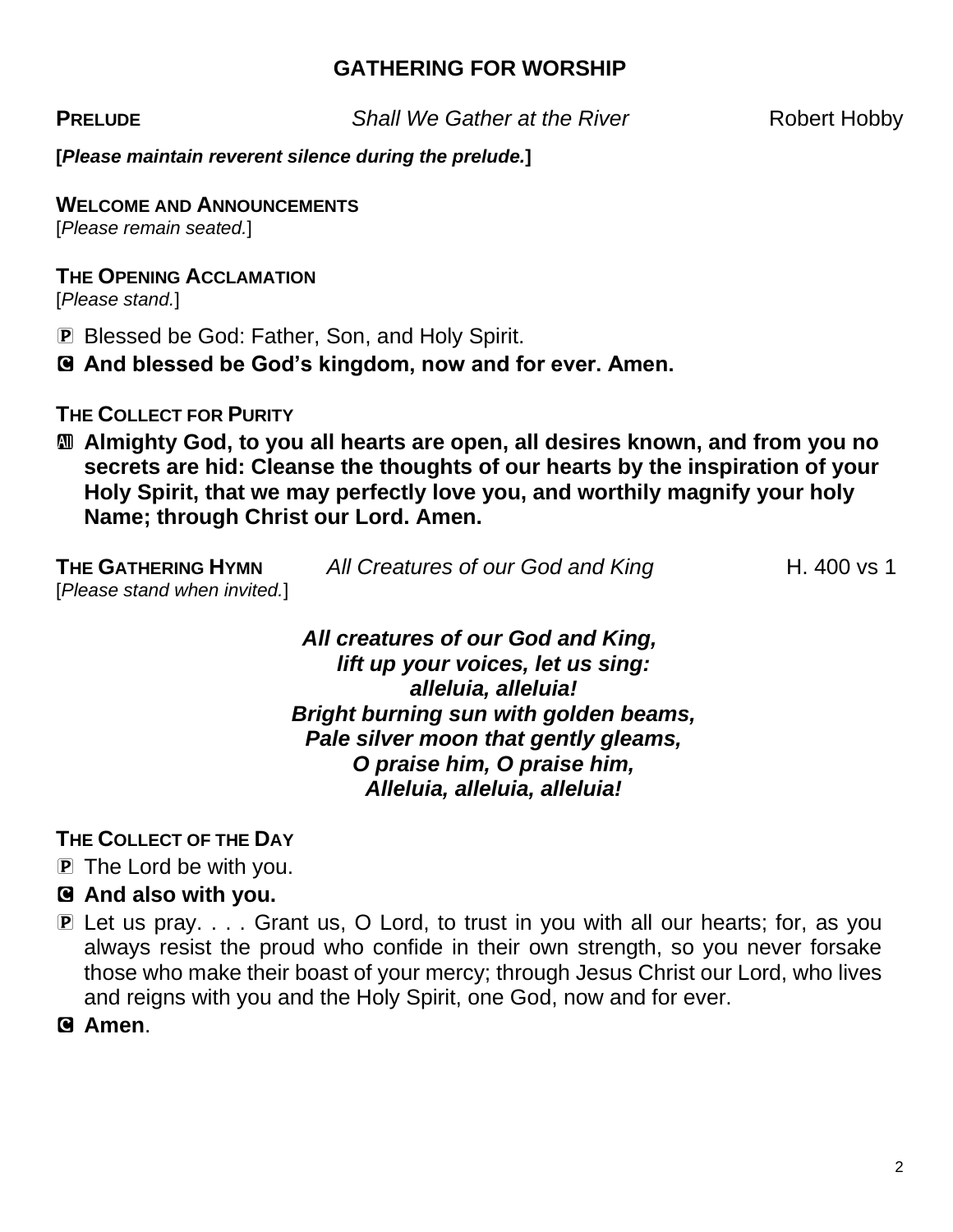## GATHERING FOR WORSHIP

**PRELUDE** *Shall We Gather at the River* Robert Hobby

**[*Please maintain reverent silence during the prelude.*]**

**WELCOME AND ANNOUNCEMENTS**
[*Please remain seated.*]

**THE OPENING ACCLAMATION**
[*Please stand.*]

P Blessed be God: Father, Son, and Holy Spirit.

C **And blessed be God's kingdom, now and for ever. Amen.**

**THE COLLECT FOR PURITY**

All **Almighty God, to you all hearts are open, all desires known, and from you no secrets are hid: Cleanse the thoughts of our hearts by the inspiration of your Holy Spirit, that we may perfectly love you, and worthily magnify your holy Name; through Christ our Lord. Amen.**

**THE GATHERING HYMN** *All Creatures of our God and King* H. 400 vs 1
[*Please stand when invited.*]

***All creatures of our God and King,***
***lift up your voices, let us sing:***
***alleluia, alleluia!***
***Bright burning sun with golden beams,***
***Pale silver moon that gently gleams,***
***O praise him, O praise him,***
***Alleluia, alleluia, alleluia!***

**THE COLLECT OF THE DAY**

P The Lord be with you.

C **And also with you.**

P Let us pray. . . . Grant us, O Lord, to trust in you with all our hearts; for, as you always resist the proud who confide in their own strength, so you never forsake those who make their boast of your mercy; through Jesus Christ our Lord, who lives and reigns with you and the Holy Spirit, one God, now and for ever.

C **Amen**.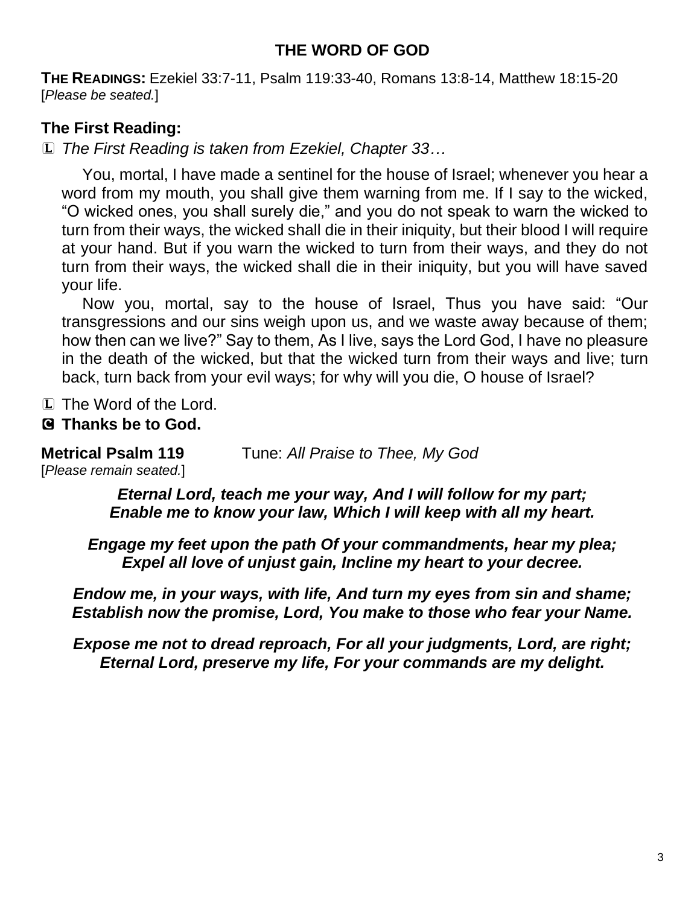## THE WORD OF GOD

**THE READINGS:** Ezekiel 33:7-11, Psalm 119:33-40, Romans 13:8-14, Matthew 18:15-20
[*Please be seated.*]

### The First Reading:

L *The First Reading is taken from Ezekiel, Chapter 33…*

You, mortal, I have made a sentinel for the house of Israel; whenever you hear a word from my mouth, you shall give them warning from me. If I say to the wicked, "O wicked ones, you shall surely die," and you do not speak to warn the wicked to turn from their ways, the wicked shall die in their iniquity, but their blood I will require at your hand. But if you warn the wicked to turn from their ways, and they do not turn from their ways, the wicked shall die in their iniquity, but you will have saved your life.

Now you, mortal, say to the house of Israel, Thus you have said: "Our transgressions and our sins weigh upon us, and we waste away because of them; how then can we live?" Say to them, As I live, says the Lord God, I have no pleasure in the death of the wicked, but that the wicked turn from their ways and live; turn back, turn back from your evil ways; for why will you die, O house of Israel?

L The Word of the Lord.
C **Thanks be to God.**

**Metrical Psalm 119** Tune: *All Praise to Thee, My God*
[*Please remain seated.*]

***Eternal Lord, teach me your way, And I will follow for my part;***
***Enable me to know your law, Which I will keep with all my heart.***

***Engage my feet upon the path Of your commandments, hear my plea;***
***Expel all love of unjust gain, Incline my heart to your decree.***

***Endow me, in your ways, with life, And turn my eyes from sin and shame;***
***Establish now the promise, Lord, You make to those who fear your Name.***

***Expose me not to dread reproach, For all your judgments, Lord, are right;***
***Eternal Lord, preserve my life, For your commands are my delight.***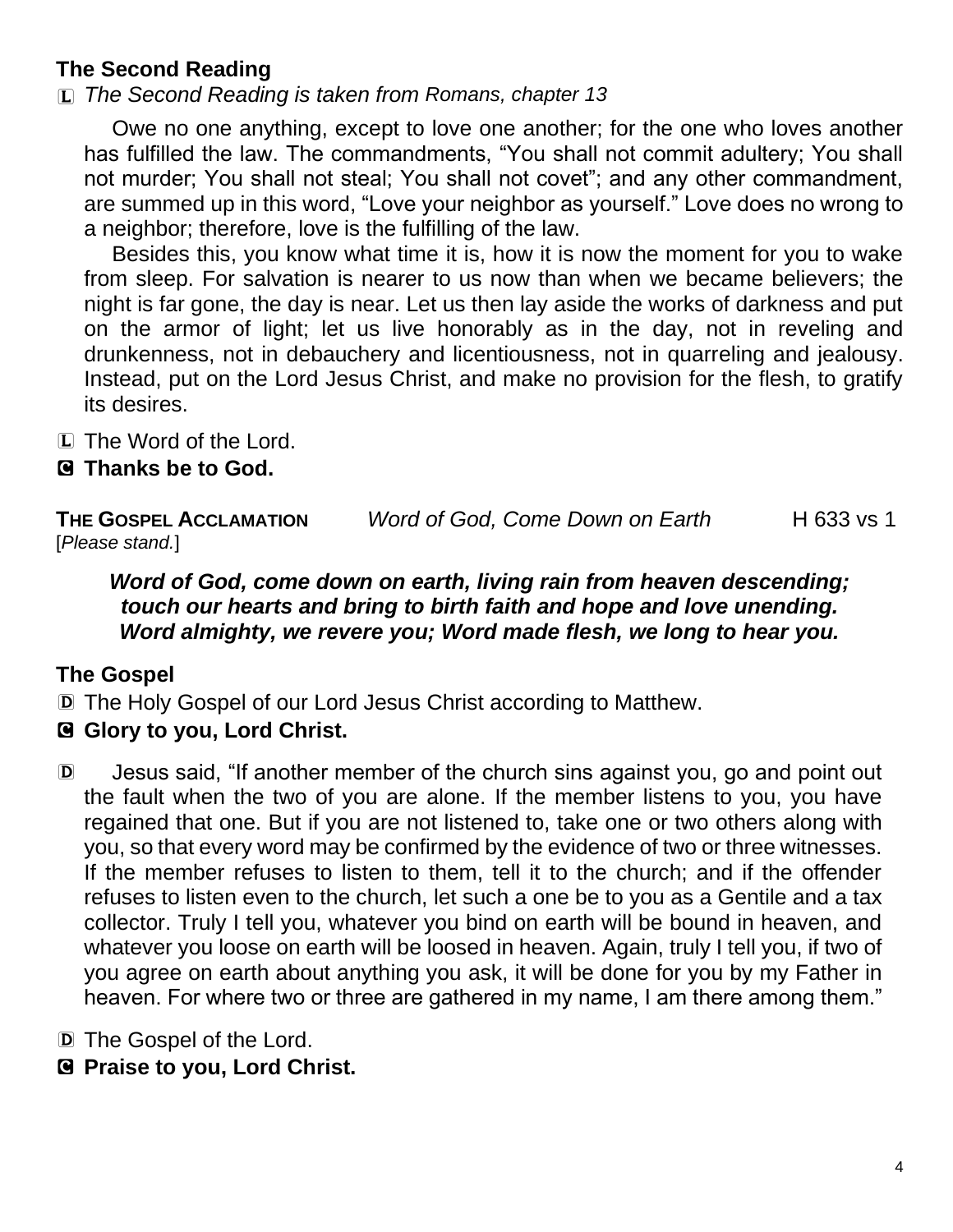### The Second Reading

L *The Second Reading is taken from Romans, chapter 13*

Owe no one anything, except to love one another; for the one who loves another has fulfilled the law. The commandments, "You shall not commit adultery; You shall not murder; You shall not steal; You shall not covet"; and any other commandment, are summed up in this word, "Love your neighbor as yourself." Love does no wrong to a neighbor; therefore, love is the fulfilling of the law.

Besides this, you know what time it is, how it is now the moment for you to wake from sleep. For salvation is nearer to us now than when we became believers; the night is far gone, the day is near. Let us then lay aside the works of darkness and put on the armor of light; let us live honorably as in the day, not in reveling and drunkenness, not in debauchery and licentiousness, not in quarreling and jealousy. Instead, put on the Lord Jesus Christ, and make no provision for the flesh, to gratify its desires.

L The Word of the Lord.

**C Thanks be to God.**

**THE GOSPEL ACCLAMATION** *Word of God, Come Down on Earth* H 633 vs 1
[*Please stand.*]

***Word of God, come down on earth, living rain from heaven descending;***
***touch our hearts and bring to birth faith and hope and love unending.***
***Word almighty, we revere you; Word made flesh, we long to hear you.***

### The Gospel

D The Holy Gospel of our Lord Jesus Christ according to Matthew.

**C Glory to you, Lord Christ.**

D Jesus said, "If another member of the church sins against you, go and point out the fault when the two of you are alone. If the member listens to you, you have regained that one. But if you are not listened to, take one or two others along with you, so that every word may be confirmed by the evidence of two or three witnesses. If the member refuses to listen to them, tell it to the church; and if the offender refuses to listen even to the church, let such a one be to you as a Gentile and a tax collector. Truly I tell you, whatever you bind on earth will be bound in heaven, and whatever you loose on earth will be loosed in heaven. Again, truly I tell you, if two of you agree on earth about anything you ask, it will be done for you by my Father in heaven. For where two or three are gathered in my name, I am there among them."

D The Gospel of the Lord.

**C Praise to you, Lord Christ.**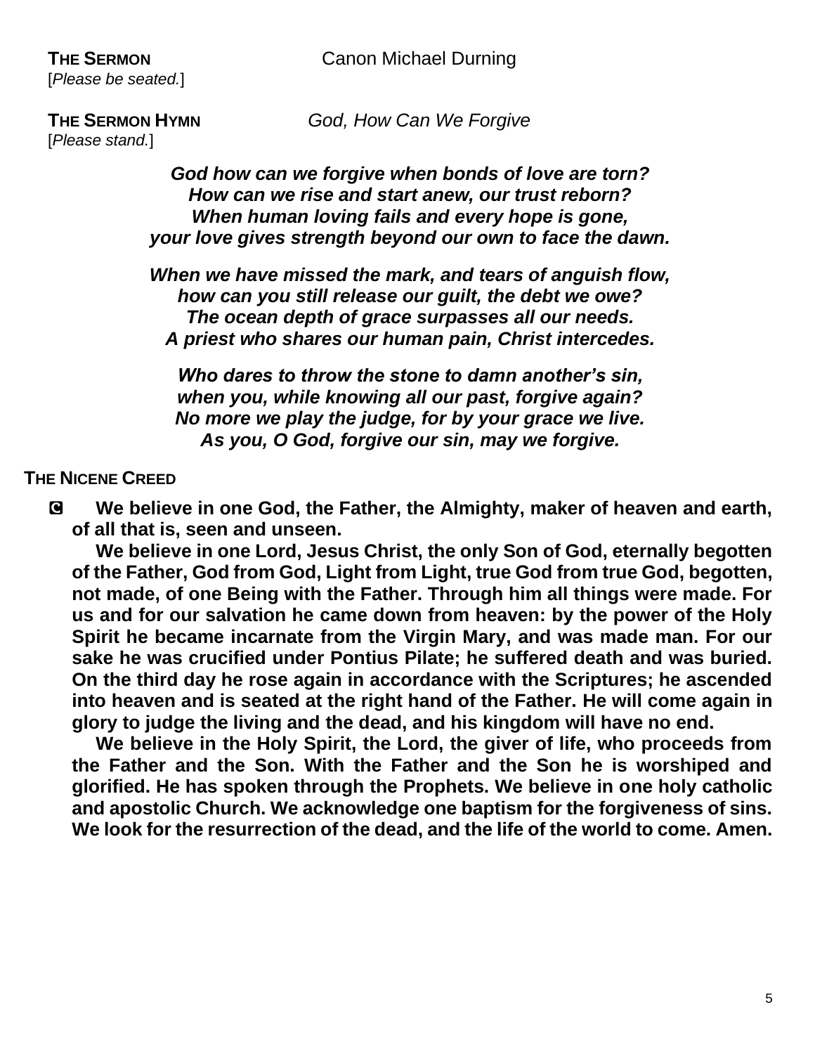**THE SERMON** Canon Michael Durning

[*Please be seated.*]

**THE SERMON HYMN** *God, How Can We Forgive*

[*Please stand.*]

***God how can we forgive when bonds of love are torn?***
***How can we rise and start anew, our trust reborn?***
***When human loving fails and every hope is gone,***
***your love gives strength beyond our own to face the dawn.***

***When we have missed the mark, and tears of anguish flow,***
***how can you still release our guilt, the debt we owe?***
***The ocean depth of grace surpasses all our needs.***
***A priest who shares our human pain, Christ intercedes.***

***Who dares to throw the stone to damn another's sin,***
***when you, while knowing all our past, forgive again?***
***No more we play the judge, for by your grace we live.***
***As you, O God, forgive our sin, may we forgive.***

**THE NICENE CREED**

**C We believe in one God, the Father, the Almighty, maker of heaven and earth, of all that is, seen and unseen.**

**We believe in one Lord, Jesus Christ, the only Son of God, eternally begotten of the Father, God from God, Light from Light, true God from true God, begotten, not made, of one Being with the Father. Through him all things were made. For us and for our salvation he came down from heaven: by the power of the Holy Spirit he became incarnate from the Virgin Mary, and was made man. For our sake he was crucified under Pontius Pilate; he suffered death and was buried. On the third day he rose again in accordance with the Scriptures; he ascended into heaven and is seated at the right hand of the Father. He will come again in glory to judge the living and the dead, and his kingdom will have no end.**

**We believe in the Holy Spirit, the Lord, the giver of life, who proceeds from the Father and the Son. With the Father and the Son he is worshiped and glorified. He has spoken through the Prophets. We believe in one holy catholic and apostolic Church. We acknowledge one baptism for the forgiveness of sins. We look for the resurrection of the dead, and the life of the world to come. Amen.**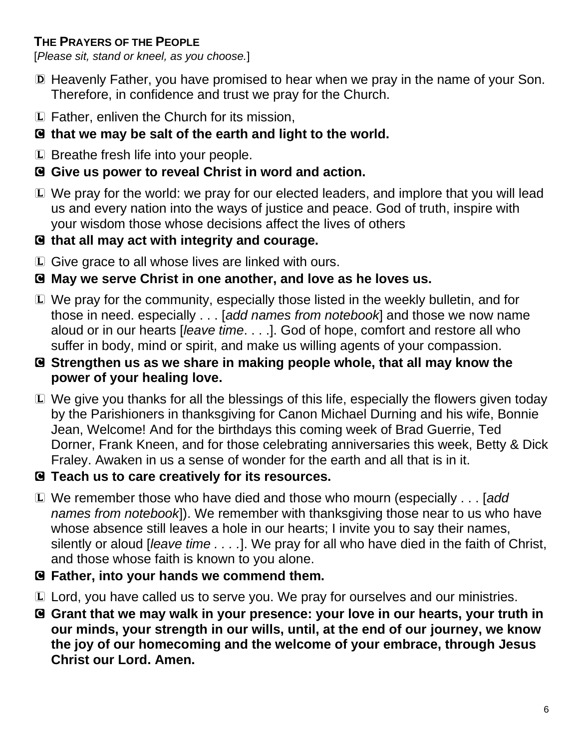### THE PRAYERS OF THE PEOPLE

[*Please sit, stand or kneel, as you choose.*]

D Heavenly Father, you have promised to hear when we pray in the name of your Son. Therefore, in confidence and trust we pray for the Church.

L Father, enliven the Church for its mission,

**C that we may be salt of the earth and light to the world.**

L Breathe fresh life into your people.

**C Give us power to reveal Christ in word and action.**

L We pray for the world: we pray for our elected leaders, and implore that you will lead us and every nation into the ways of justice and peace. God of truth, inspire with your wisdom those whose decisions affect the lives of others

**C that all may act with integrity and courage.**

L Give grace to all whose lives are linked with ours.

**C May we serve Christ in one another, and love as he loves us.**

L We pray for the community, especially those listed in the weekly bulletin, and for those in need. especially . . . [*add names from notebook*] and those we now name aloud or in our hearts [*leave time*. . . .]. God of hope, comfort and restore all who suffer in body, mind or spirit, and make us willing agents of your compassion.

**C Strengthen us as we share in making people whole, that all may know the power of your healing love.**

L We give you thanks for all the blessings of this life, especially the flowers given today by the Parishioners in thanksgiving for Canon Michael Durning and his wife, Bonnie Jean, Welcome! And for the birthdays this coming week of Brad Guerrie, Ted Dorner, Frank Kneen, and for those celebrating anniversaries this week, Betty & Dick Fraley. Awaken in us a sense of wonder for the earth and all that is in it.

**C Teach us to care creatively for its resources.**

L We remember those who have died and those who mourn (especially . . . [*add names from notebook*]). We remember with thanksgiving those near to us who have whose absence still leaves a hole in our hearts; I invite you to say their names, silently or aloud [*leave time . . . .*]. We pray for all who have died in the faith of Christ, and those whose faith is known to you alone.

**C Father, into your hands we commend them.**

L Lord, you have called us to serve you. We pray for ourselves and our ministries.

**C Grant that we may walk in your presence: your love in our hearts, your truth in our minds, your strength in our wills, until, at the end of our journey, we know the joy of our homecoming and the welcome of your embrace, through Jesus Christ our Lord. Amen.**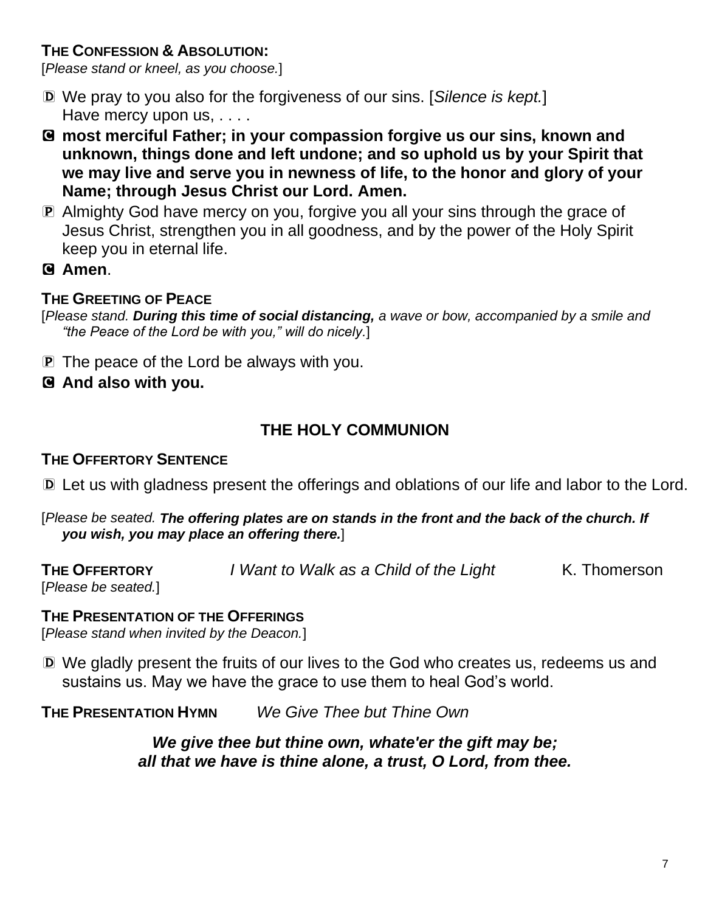**THE CONFESSION & ABSOLUTION:**
[*Please stand or kneel, as you choose.*]

D We pray to you also for the forgiveness of our sins. [*Silence is kept.*]
Have mercy upon us, . . . .

C **most merciful Father; in your compassion forgive us our sins, known and unknown, things done and left undone; and so uphold us by your Spirit that we may live and serve you in newness of life, to the honor and glory of your Name; through Jesus Christ our Lord. Amen.**

P Almighty God have mercy on you, forgive you all your sins through the grace of Jesus Christ, strengthen you in all goodness, and by the power of the Holy Spirit keep you in eternal life.

C **Amen**.

**THE GREETING OF PEACE**
[*Please stand.* ***During this time of social distancing,*** *a wave or bow, accompanied by a smile and "the Peace of the Lord be with you," will do nicely.*]

P The peace of the Lord be always with you.

C **And also with you.**

## THE HOLY COMMUNION

**THE OFFERTORY SENTENCE**

D Let us with gladness present the offerings and oblations of our life and labor to the Lord.

[*Please be seated.* ***The offering plates are on stands in the front and the back of the church. If you wish, you may place an offering there.***]

**THE OFFERTORY** *I Want to Walk as a Child of the Light* K. Thomerson
[*Please be seated.*]

**THE PRESENTATION OF THE OFFERINGS**
[*Please stand when invited by the Deacon.*]

D We gladly present the fruits of our lives to the God who creates us, redeems us and sustains us. May we have the grace to use them to heal God's world.

**THE PRESENTATION HYMN** *We Give Thee but Thine Own*

***We give thee but thine own, whate'er the gift may be;***
***all that we have is thine alone, a trust, O Lord, from thee.***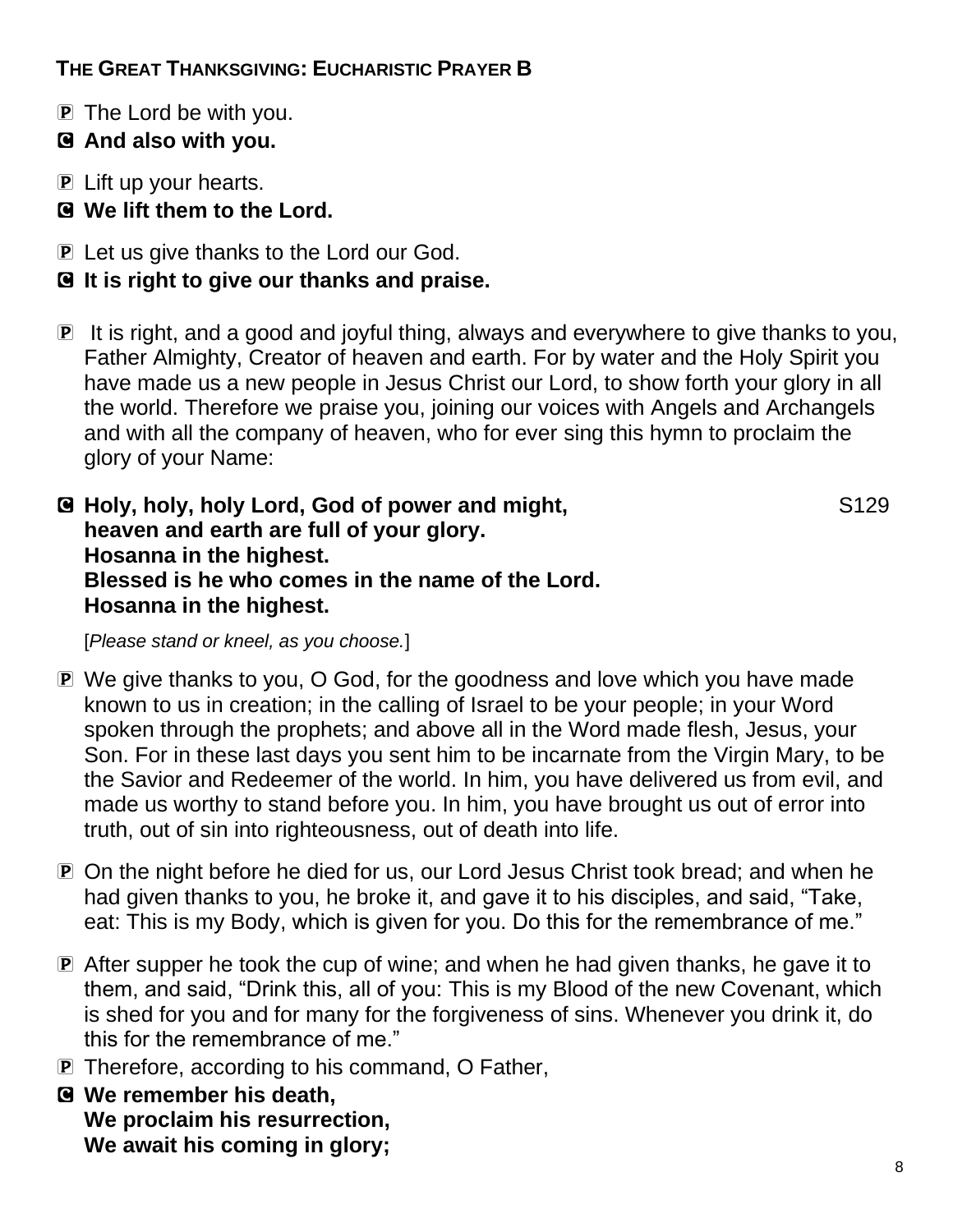**THE GREAT THANKSGIVING: EUCHARISTIC PRAYER B**

P The Lord be with you.

C **And also with you.**

P Lift up your hearts.

C **We lift them to the Lord.**

P Let us give thanks to the Lord our God.

C **It is right to give our thanks and praise.**

P It is right, and a good and joyful thing, always and everywhere to give thanks to you, Father Almighty, Creator of heaven and earth. For by water and the Holy Spirit you have made us a new people in Jesus Christ our Lord, to show forth your glory in all the world. Therefore we praise you, joining our voices with Angels and Archangels and with all the company of heaven, who for ever sing this hymn to proclaim the glory of your Name:

C **Holy, holy, holy Lord, God of power and might,** S129
**heaven and earth are full of your glory.**
**Hosanna in the highest.**
**Blessed is he who comes in the name of the Lord.**
**Hosanna in the highest.**

[*Please stand or kneel, as you choose.*]

P We give thanks to you, O God, for the goodness and love which you have made known to us in creation; in the calling of Israel to be your people; in your Word spoken through the prophets; and above all in the Word made flesh, Jesus, your Son. For in these last days you sent him to be incarnate from the Virgin Mary, to be the Savior and Redeemer of the world. In him, you have delivered us from evil, and made us worthy to stand before you. In him, you have brought us out of error into truth, out of sin into righteousness, out of death into life.

P On the night before he died for us, our Lord Jesus Christ took bread; and when he had given thanks to you, he broke it, and gave it to his disciples, and said, "Take, eat: This is my Body, which is given for you. Do this for the remembrance of me."

P After supper he took the cup of wine; and when he had given thanks, he gave it to them, and said, "Drink this, all of you: This is my Blood of the new Covenant, which is shed for you and for many for the forgiveness of sins. Whenever you drink it, do this for the remembrance of me."

P Therefore, according to his command, O Father,

C **We remember his death,**
**We proclaim his resurrection,**
**We await his coming in glory;**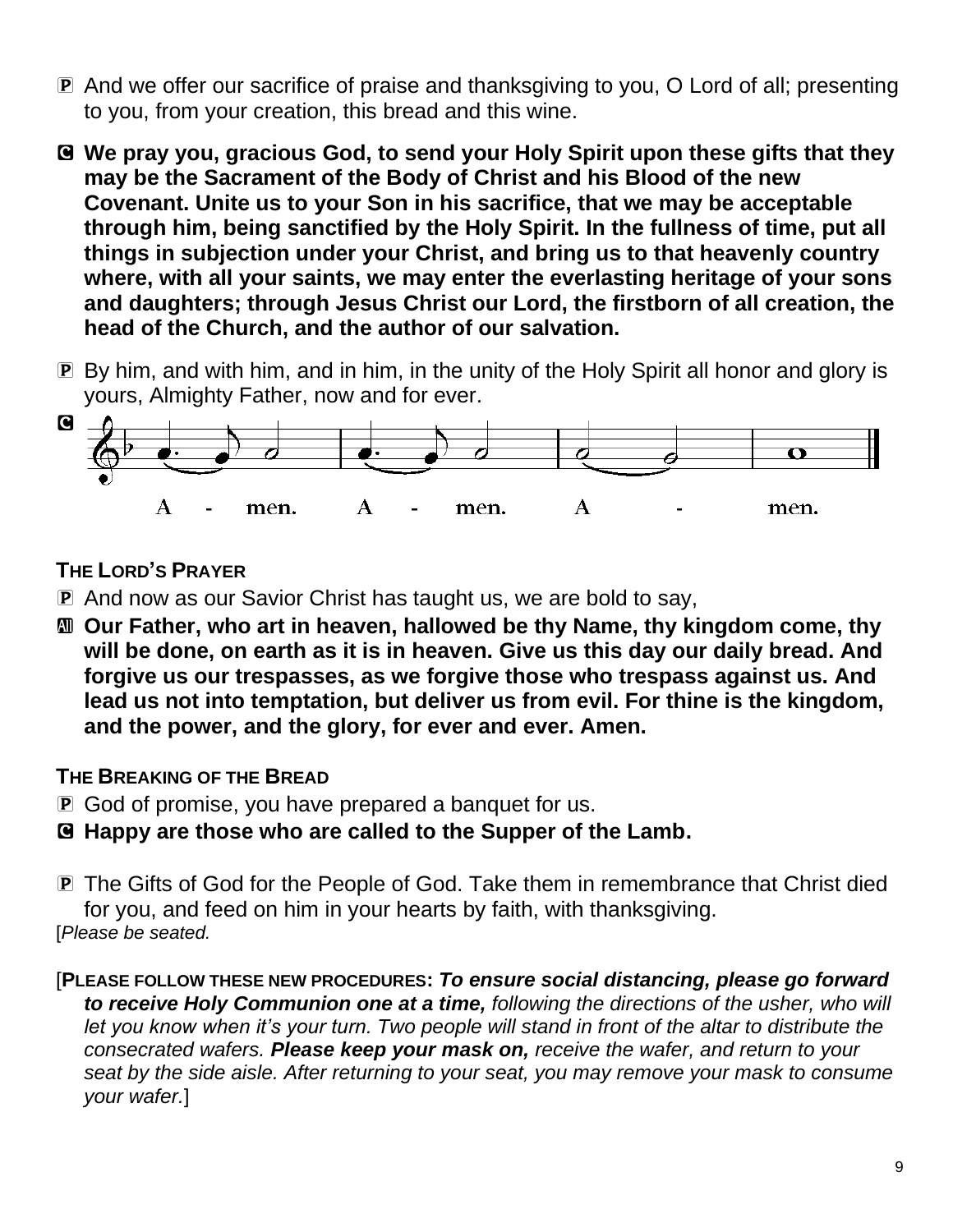P And we offer our sacrifice of praise and thanksgiving to you, O Lord of all; presenting to you, from your creation, this bread and this wine.

C **We pray you, gracious God, to send your Holy Spirit upon these gifts that they may be the Sacrament of the Body of Christ and his Blood of the new Covenant. Unite us to your Son in his sacrifice, that we may be acceptable through him, being sanctified by the Holy Spirit. In the fullness of time, put all things in subjection under your Christ, and bring us to that heavenly country where, with all your saints, we may enter the everlasting heritage of your sons and daughters; through Jesus Christ our Lord, the firstborn of all creation, the head of the Church, and the author of our salvation.**

P By him, and with him, and in him, in the unity of the Holy Spirit all honor and glory is yours, Almighty Father, now and for ever.

C A - men. A - men. A - men.

### THE LORD'S PRAYER

P And now as our Savior Christ has taught us, we are bold to say,

All **Our Father, who art in heaven, hallowed be thy Name, thy kingdom come, thy will be done, on earth as it is in heaven. Give us this day our daily bread. And forgive us our trespasses, as we forgive those who trespass against us. And lead us not into temptation, but deliver us from evil. For thine is the kingdom, and the power, and the glory, for ever and ever. Amen.**

### THE BREAKING OF THE BREAD

P God of promise, you have prepared a banquet for us.

C **Happy are those who are called to the Supper of the Lamb.**

P The Gifts of God for the People of God. Take them in remembrance that Christ died for you, and feed on him in your hearts by faith, with thanksgiving.

[*Please be seated.*

[**PLEASE FOLLOW THESE NEW PROCEDURES:** ***To ensure social distancing, please go forward to receive Holy Communion one at a time,*** *following the directions of the usher, who will let you know when it's your turn. Two people will stand in front of the altar to distribute the consecrated wafers.* ***Please keep your mask on,*** *receive the wafer, and return to your seat by the side aisle. After returning to your seat, you may remove your mask to consume your wafer.*]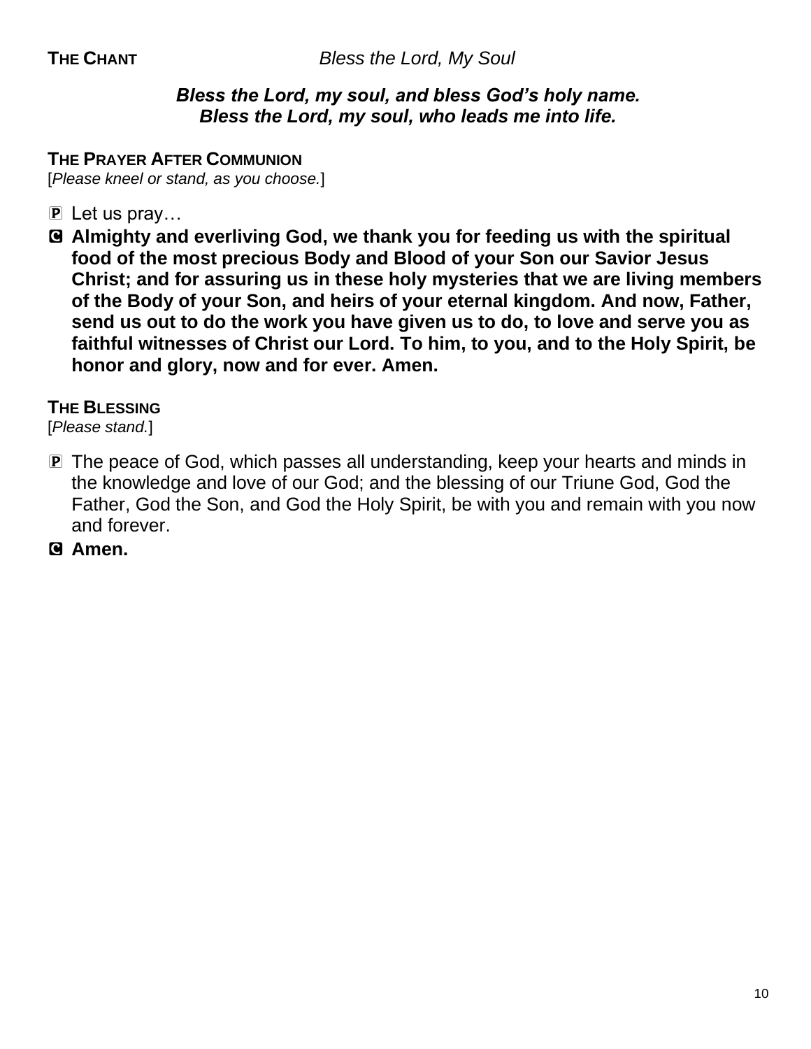**THE CHANT** *Bless the Lord, My Soul*

***Bless the Lord, my soul, and bless God's holy name.***
***Bless the Lord, my soul, who leads me into life.***

**THE PRAYER AFTER COMMUNION**
[*Please kneel or stand, as you choose.*]

P Let us pray…

C **Almighty and everliving God, we thank you for feeding us with the spiritual food of the most precious Body and Blood of your Son our Savior Jesus Christ; and for assuring us in these holy mysteries that we are living members of the Body of your Son, and heirs of your eternal kingdom. And now, Father, send us out to do the work you have given us to do, to love and serve you as faithful witnesses of Christ our Lord. To him, to you, and to the Holy Spirit, be honor and glory, now and for ever. Amen.**

**THE BLESSING**
[*Please stand.*]

P The peace of God, which passes all understanding, keep your hearts and minds in the knowledge and love of our God; and the blessing of our Triune God, God the Father, God the Son, and God the Holy Spirit, be with you and remain with you now and forever.

C **Amen.**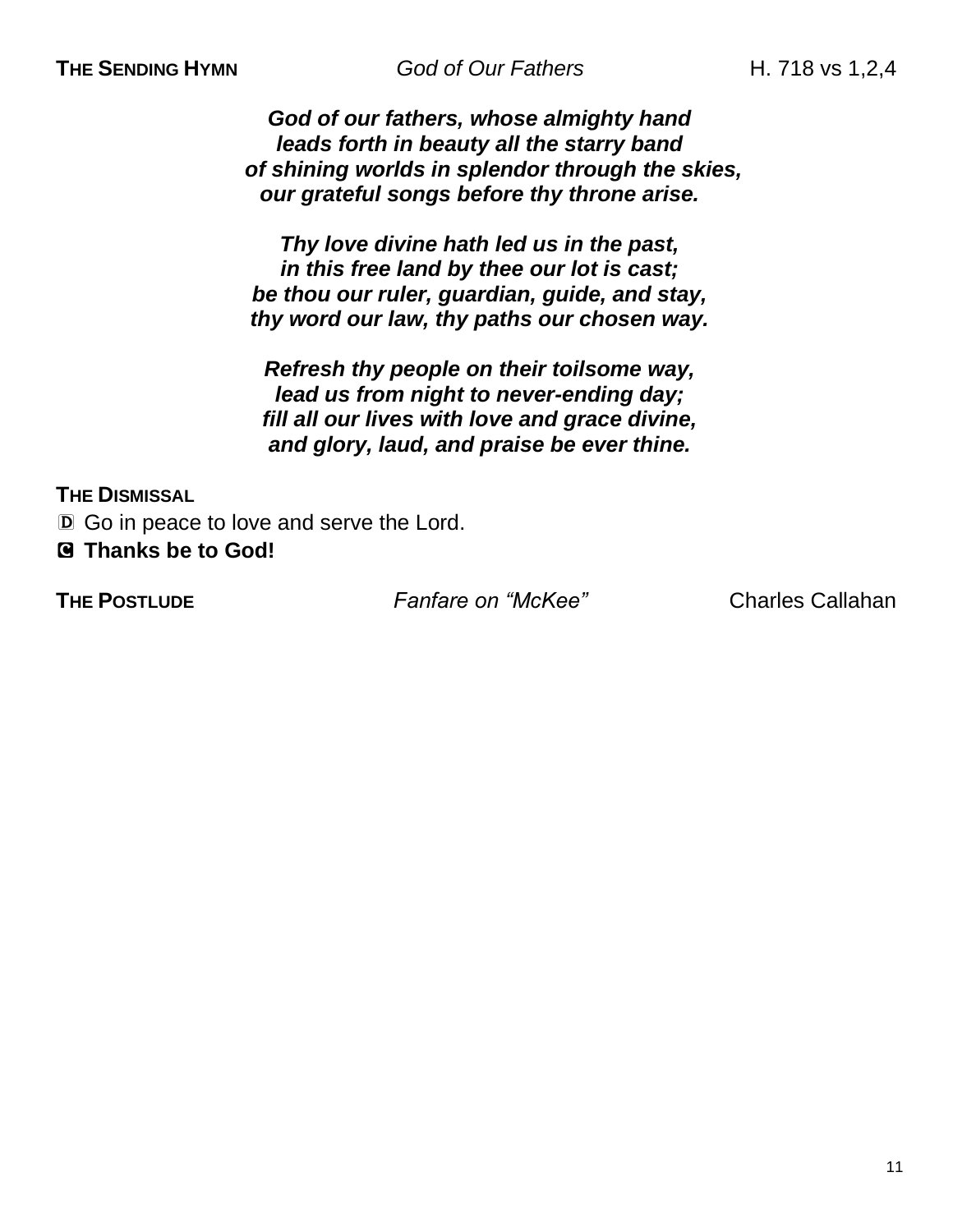**THE SENDING HYMN** *God of Our Fathers* H. 718 vs 1,2,4

***God of our fathers, whose almighty hand***
***leads forth in beauty all the starry band***
***of shining worlds in splendor through the skies,***
***our grateful songs before thy throne arise.***

***Thy love divine hath led us in the past,***
***in this free land by thee our lot is cast;***
***be thou our ruler, guardian, guide, and stay,***
***thy word our law, thy paths our chosen way.***

***Refresh thy people on their toilsome way,***
***lead us from night to never-ending day;***
***fill all our lives with love and grace divine,***
***and glory, laud, and praise be ever thine.***

**THE DISMISSAL**

🅓 Go in peace to love and serve the Lord.

🅒 **Thanks be to God!**

**THE POSTLUDE** *Fanfare on "McKee"* Charles Callahan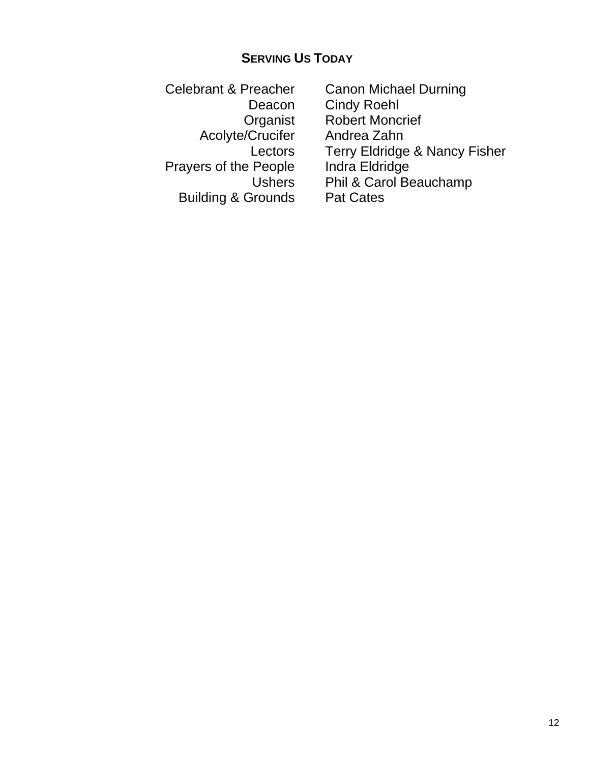## SERVING US TODAY

| | |
|---|---|
| Celebrant & Preacher | Canon Michael Durning |
| Deacon | Cindy Roehl |
| Organist | Robert Moncrief |
| Acolyte/Crucifer | Andrea Zahn |
| Lectors | Terry Eldridge & Nancy Fisher |
| Prayers of the People | Indra Eldridge |
| Ushers | Phil & Carol Beauchamp |
| Building & Grounds | Pat Cates |